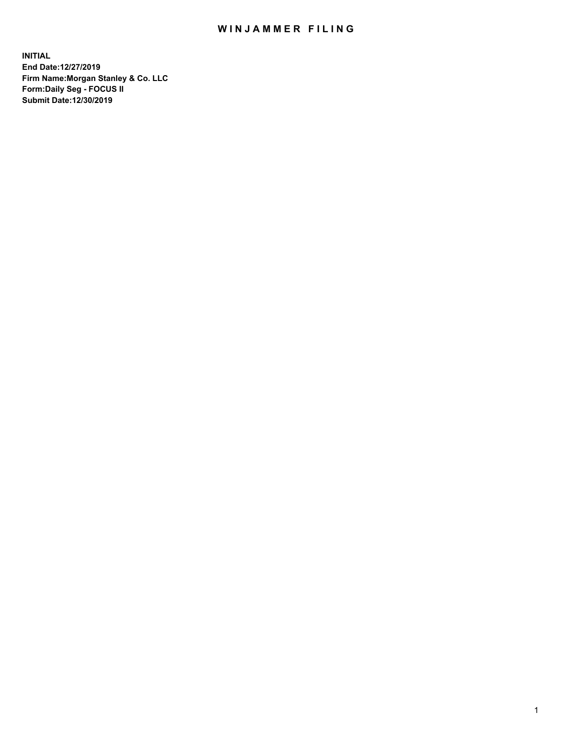# WINJAMMER FILING

**INITIAL**
**End Date:12/27/2019**
**Firm Name:Morgan Stanley & Co. LLC**
**Form:Daily Seg - FOCUS II**
**Submit Date:12/30/2019**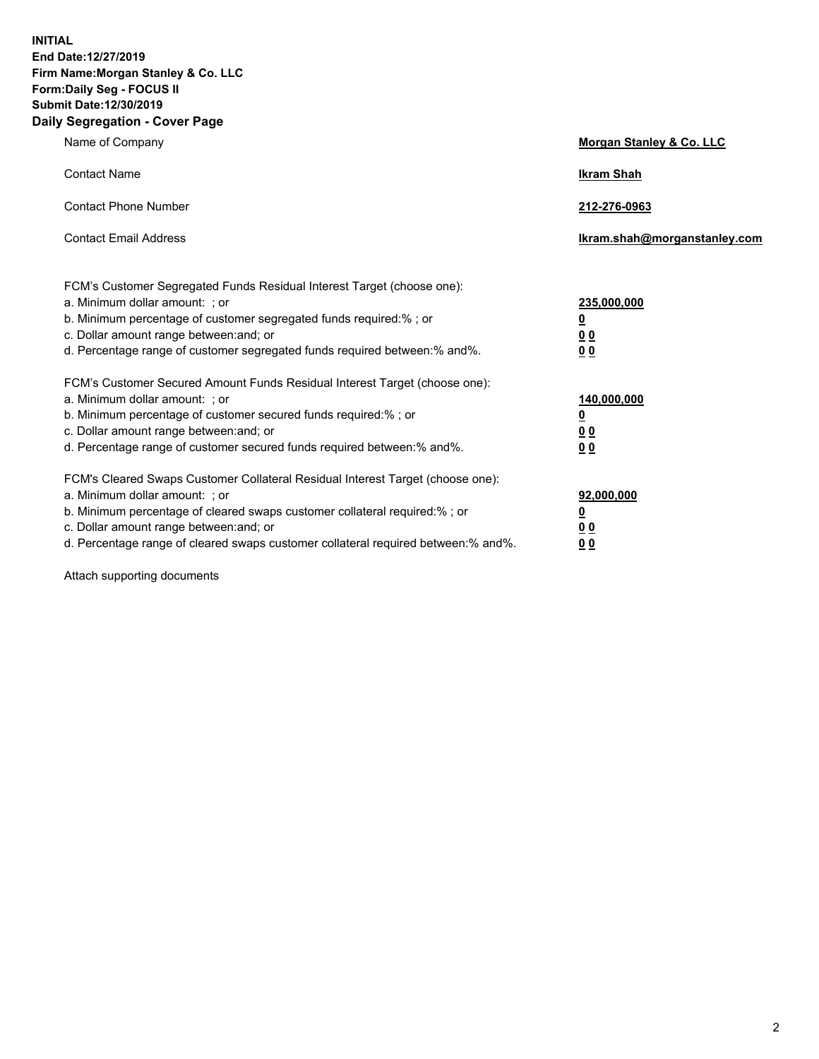**INITIAL**
**End Date:12/27/2019**
**Firm Name:Morgan Stanley & Co. LLC**
**Form:Daily Seg - FOCUS II**
**Submit Date:12/30/2019**
**Daily Segregation - Cover Page**

| | |
|---|---|
| Name of Company | **Morgan Stanley & Co. LLC** |
| Contact Name | **Ikram Shah** |
| Contact Phone Number | **212-276-0963** |
| Contact Email Address | **Ikram.shah@morganstanley.com** |
| | |
| FCM's Customer Segregated Funds Residual Interest Target (choose one): | |
| a. Minimum dollar amount: ; or | **235,000,000** |
| b. Minimum percentage of customer segregated funds required:% ; or | **0** |
| c. Dollar amount range between:and; or | **0 0** |
| d. Percentage range of customer segregated funds required between:% and%. | **0 0** |
| | |
| FCM's Customer Secured Amount Funds Residual Interest Target (choose one): | |
| a. Minimum dollar amount: ; or | **140,000,000** |
| b. Minimum percentage of customer secured funds required:% ; or | **0** |
| c. Dollar amount range between:and; or | **0 0** |
| d. Percentage range of customer secured funds required between:% and%. | **0 0** |
| | |
| FCM's Cleared Swaps Customer Collateral Residual Interest Target (choose one): | |
| a. Minimum dollar amount: ; or | **92,000,000** |
| b. Minimum percentage of cleared swaps customer collateral required:% ; or | **0** |
| c. Dollar amount range between:and; or | **0 0** |
| d. Percentage range of cleared swaps customer collateral required between:% and%. | **0 0** |

Attach supporting documents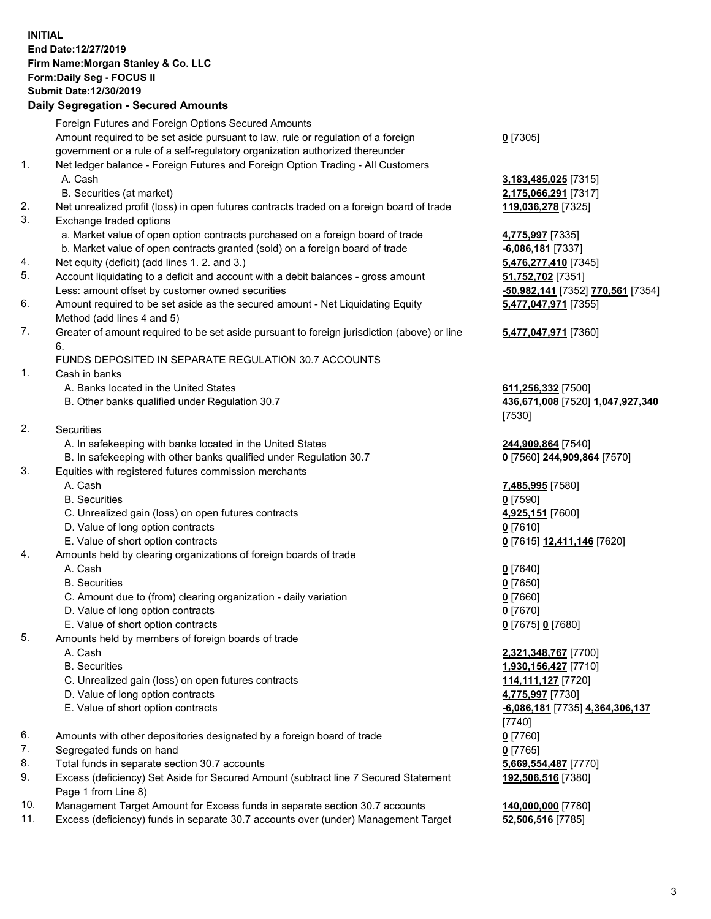**INITIAL**
**End Date:12/27/2019**
**Firm Name:Morgan Stanley & Co. LLC**
**Form:Daily Seg - FOCUS II**
**Submit Date:12/30/2019**

**Daily Segregation - Secured Amounts**

| | | |
|---|---|---|
| | Foreign Futures and Foreign Options Secured Amounts | |
| | Amount required to be set aside pursuant to law, rule or regulation of a foreign government or a rule of a self-regulatory organization authorized thereunder | **0** [7305] |
| 1. | Net ledger balance - Foreign Futures and Foreign Option Trading - All Customers | |
| | A. Cash | **3,183,485,025** [7315] |
| | B. Securities (at market) | **2,175,066,291** [7317] |
| 2. | Net unrealized profit (loss) in open futures contracts traded on a foreign board of trade | **119,036,278** [7325] |
| 3. | Exchange traded options | |
| | a. Market value of open option contracts purchased on a foreign board of trade | **4,775,997** [7335] |
| | b. Market value of open contracts granted (sold) on a foreign board of trade | **-6,086,181** [7337] |
| 4. | Net equity (deficit) (add lines 1. 2. and 3.) | **5,476,277,410** [7345] |
| 5. | Account liquidating to a deficit and account with a debit balances - gross amount | **51,752,702** [7351] |
| | Less: amount offset by customer owned securities | **-50,982,141** [7352] **770,561** [7354] |
| 6. | Amount required to be set aside as the secured amount - Net Liquidating Equity Method (add lines 4 and 5) | **5,477,047,971** [7355] |
| 7. | Greater of amount required to be set aside pursuant to foreign jurisdiction (above) or line 6. | **5,477,047,971** [7360] |
| | FUNDS DEPOSITED IN SEPARATE REGULATION 30.7 ACCOUNTS | |
| 1. | Cash in banks | |
| | A. Banks located in the United States | **611,256,332** [7500] |
| | B. Other banks qualified under Regulation 30.7 | **436,671,008** [7520] **1,047,927,340** [7530] |
| 2. | Securities | |
| | A. In safekeeping with banks located in the United States | **244,909,864** [7540] |
| | B. In safekeeping with other banks qualified under Regulation 30.7 | **0** [7560] **244,909,864** [7570] |
| 3. | Equities with registered futures commission merchants | |
| | A. Cash | **7,485,995** [7580] |
| | B. Securities | **0** [7590] |
| | C. Unrealized gain (loss) on open futures contracts | **4,925,151** [7600] |
| | D. Value of long option contracts | **0** [7610] |
| | E. Value of short option contracts | **0** [7615] **12,411,146** [7620] |
| 4. | Amounts held by clearing organizations of foreign boards of trade | |
| | A. Cash | **0** [7640] |
| | B. Securities | **0** [7650] |
| | C. Amount due to (from) clearing organization - daily variation | **0** [7660] |
| | D. Value of long option contracts | **0** [7670] |
| | E. Value of short option contracts | **0** [7675] **0** [7680] |
| 5. | Amounts held by members of foreign boards of trade | |
| | A. Cash | **2,321,348,767** [7700] |
| | B. Securities | **1,930,156,427** [7710] |
| | C. Unrealized gain (loss) on open futures contracts | **114,111,127** [7720] |
| | D. Value of long option contracts | **4,775,997** [7730] |
| | E. Value of short option contracts | **-6,086,181** [7735] **4,364,306,137** [7740] |
| 6. | Amounts with other depositories designated by a foreign board of trade | **0** [7760] |
| 7. | Segregated funds on hand | **0** [7765] |
| 8. | Total funds in separate section 30.7 accounts | **5,669,554,487** [7770] |
| 9. | Excess (deficiency) Set Aside for Secured Amount (subtract line 7 Secured Statement Page 1 from Line 8) | **192,506,516** [7380] |
| 10. | Management Target Amount for Excess funds in separate section 30.7 accounts | **140,000,000** [7780] |
| 11. | Excess (deficiency) funds in separate 30.7 accounts over (under) Management Target | **52,506,516** [7785] |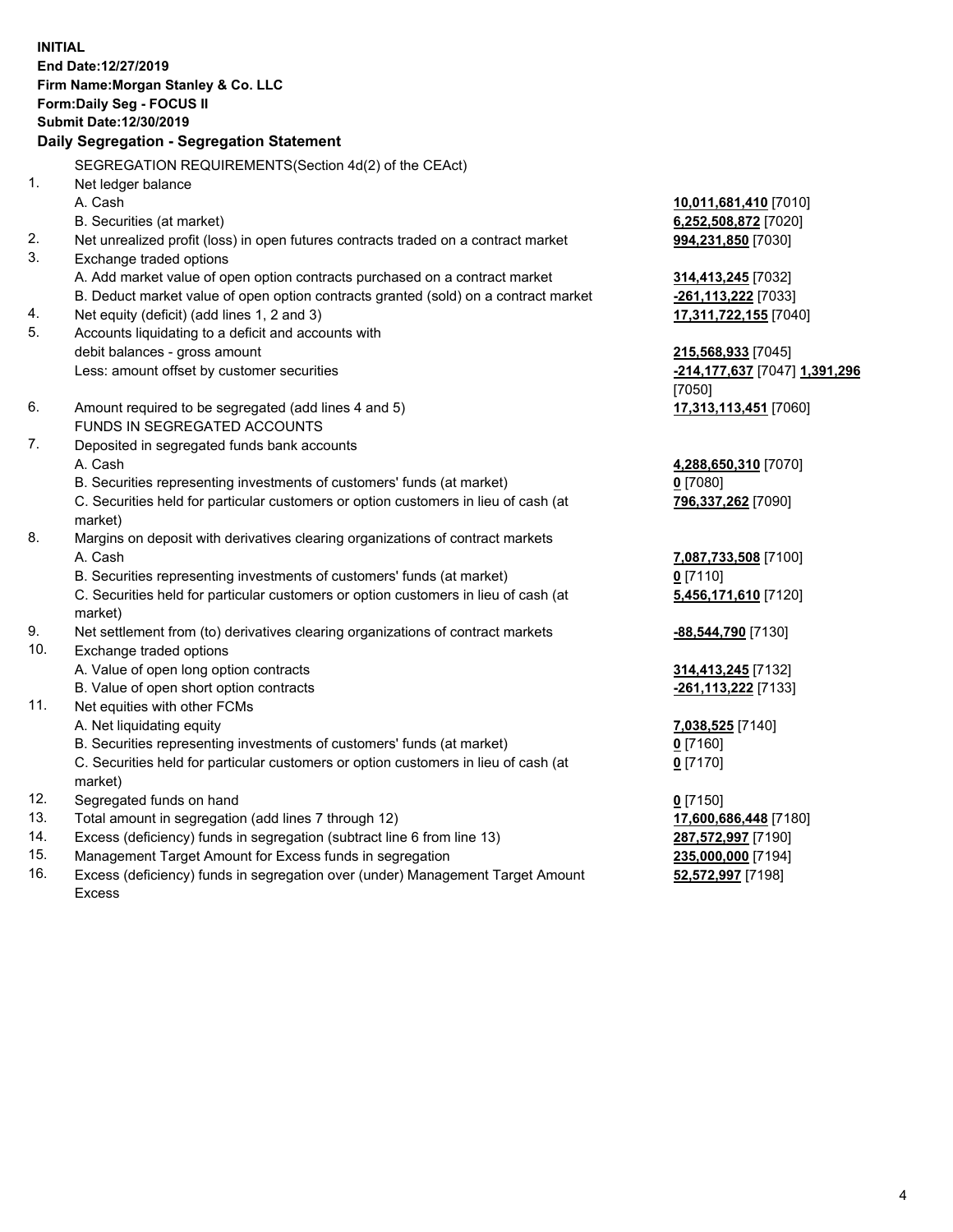**INITIAL**
**End Date:12/27/2019**
**Firm Name:Morgan Stanley & Co. LLC**
**Form:Daily Seg - FOCUS II**
**Submit Date:12/30/2019**

**Daily Segregation - Segregation Statement**

SEGREGATION REQUIREMENTS(Section 4d(2) of the CEAct)

| | | |
|---|---|---|
| 1. | Net ledger balance | |
| | A. Cash | **10,011,681,410** [7010] |
| | B. Securities (at market) | **6,252,508,872** [7020] |
| 2. | Net unrealized profit (loss) in open futures contracts traded on a contract market | **994,231,850** [7030] |
| 3. | Exchange traded options | |
| | A. Add market value of open option contracts purchased on a contract market | **314,413,245** [7032] |
| | B. Deduct market value of open option contracts granted (sold) on a contract market | **-261,113,222** [7033] |
| 4. | Net equity (deficit) (add lines 1, 2 and 3) | **17,311,722,155** [7040] |
| 5. | Accounts liquidating to a deficit and accounts with debit balances - gross amount | **215,568,933** [7045] |
| | Less: amount offset by customer securities | **-214,177,637** [7047] **1,391,296** [7050] |
| 6. | Amount required to be segregated (add lines 4 and 5) | **17,313,113,451** [7060] |
| | FUNDS IN SEGREGATED ACCOUNTS | |
| 7. | Deposited in segregated funds bank accounts | |
| | A. Cash | **4,288,650,310** [7070] |
| | B. Securities representing investments of customers' funds (at market) | **0** [7080] |
| | C. Securities held for particular customers or option customers in lieu of cash (at market) | **796,337,262** [7090] |
| 8. | Margins on deposit with derivatives clearing organizations of contract markets | |
| | A. Cash | **7,087,733,508** [7100] |
| | B. Securities representing investments of customers' funds (at market) | **0** [7110] |
| | C. Securities held for particular customers or option customers in lieu of cash (at market) | **5,456,171,610** [7120] |
| 9. | Net settlement from (to) derivatives clearing organizations of contract markets | **-88,544,790** [7130] |
| 10. | Exchange traded options | |
| | A. Value of open long option contracts | **314,413,245** [7132] |
| | B. Value of open short option contracts | **-261,113,222** [7133] |
| 11. | Net equities with other FCMs | |
| | A. Net liquidating equity | **7,038,525** [7140] |
| | B. Securities representing investments of customers' funds (at market) | **0** [7160] |
| | C. Securities held for particular customers or option customers in lieu of cash (at market) | **0** [7170] |
| 12. | Segregated funds on hand | **0** [7150] |
| 13. | Total amount in segregation (add lines 7 through 12) | **17,600,686,448** [7180] |
| 14. | Excess (deficiency) funds in segregation (subtract line 6 from line 13) | **287,572,997** [7190] |
| 15. | Management Target Amount for Excess funds in segregation | **235,000,000** [7194] |
| 16. | Excess (deficiency) funds in segregation over (under) Management Target Amount Excess | **52,572,997** [7198] |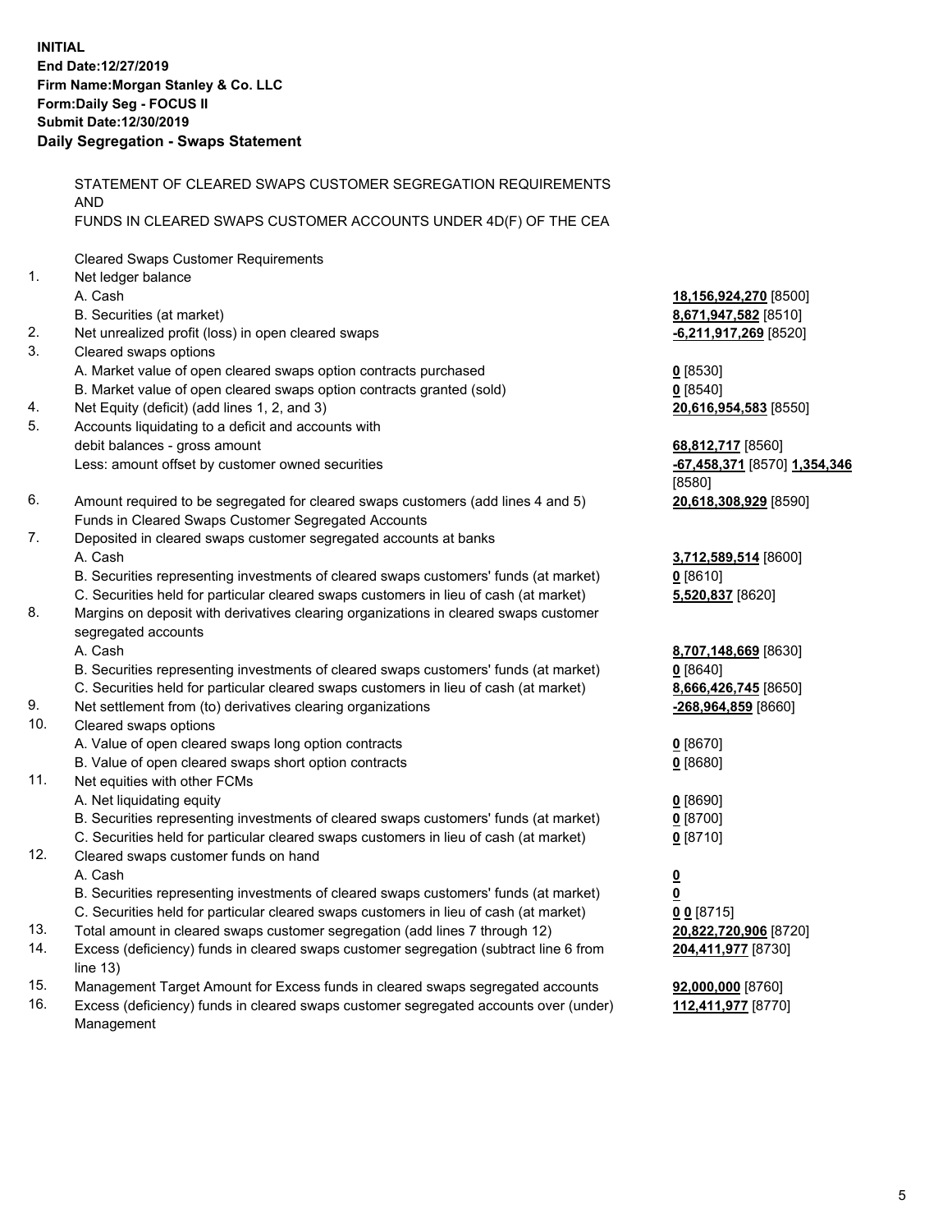**INITIAL**
**End Date:12/27/2019**
**Firm Name:Morgan Stanley & Co. LLC**
**Form:Daily Seg - FOCUS II**
**Submit Date:12/30/2019**
**Daily Segregation - Swaps Statement**

STATEMENT OF CLEARED SWAPS CUSTOMER SEGREGATION REQUIREMENTS AND FUNDS IN CLEARED SWAPS CUSTOMER ACCOUNTS UNDER 4D(F) OF THE CEA

| | | |
|---|---|---|
| | Cleared Swaps Customer Requirements | |
| 1. | Net ledger balance | |
| | A. Cash | **18,156,924,270** [8500] |
| | B. Securities (at market) | **8,671,947,582** [8510] |
| 2. | Net unrealized profit (loss) in open cleared swaps | **-6,211,917,269** [8520] |
| 3. | Cleared swaps options | |
| | A. Market value of open cleared swaps option contracts purchased | **0** [8530] |
| | B. Market value of open cleared swaps option contracts granted (sold) | **0** [8540] |
| 4. | Net Equity (deficit) (add lines 1, 2, and 3) | **20,616,954,583** [8550] |
| 5. | Accounts liquidating to a deficit and accounts with debit balances - gross amount | **68,812,717** [8560] |
| | Less: amount offset by customer owned securities | **-67,458,371** [8570] **1,354,346** [8580] |
| 6. | Amount required to be segregated for cleared swaps customers (add lines 4 and 5) | **20,618,308,929** [8590] |
| | Funds in Cleared Swaps Customer Segregated Accounts | |
| 7. | Deposited in cleared swaps customer segregated accounts at banks | |
| | A. Cash | **3,712,589,514** [8600] |
| | B. Securities representing investments of cleared swaps customers' funds (at market) | **0** [8610] |
| | C. Securities held for particular cleared swaps customers in lieu of cash (at market) | **5,520,837** [8620] |
| 8. | Margins on deposit with derivatives clearing organizations in cleared swaps customer segregated accounts | |
| | A. Cash | **8,707,148,669** [8630] |
| | B. Securities representing investments of cleared swaps customers' funds (at market) | **0** [8640] |
| | C. Securities held for particular cleared swaps customers in lieu of cash (at market) | **8,666,426,745** [8650] |
| 9. | Net settlement from (to) derivatives clearing organizations | **-268,964,859** [8660] |
| 10. | Cleared swaps options | |
| | A. Value of open cleared swaps long option contracts | **0** [8670] |
| | B. Value of open cleared swaps short option contracts | **0** [8680] |
| 11. | Net equities with other FCMs | |
| | A. Net liquidating equity | **0** [8690] |
| | B. Securities representing investments of cleared swaps customers' funds (at market) | **0** [8700] |
| | C. Securities held for particular cleared swaps customers in lieu of cash (at market) | **0** [8710] |
| 12. | Cleared swaps customer funds on hand | |
| | A. Cash | **0** |
| | B. Securities representing investments of cleared swaps customers' funds (at market) | **0** |
| | C. Securities held for particular cleared swaps customers in lieu of cash (at market) | **0** **0** [8715] |
| 13. | Total amount in cleared swaps customer segregation (add lines 7 through 12) | **20,822,720,906** [8720] |
| 14. | Excess (deficiency) funds in cleared swaps customer segregation (subtract line 6 from line 13) | **204,411,977** [8730] |
| 15. | Management Target Amount for Excess funds in cleared swaps segregated accounts | **92,000,000** [8760] |
| 16. | Excess (deficiency) funds in cleared swaps customer segregated accounts over (under) Management | **112,411,977** [8770] |